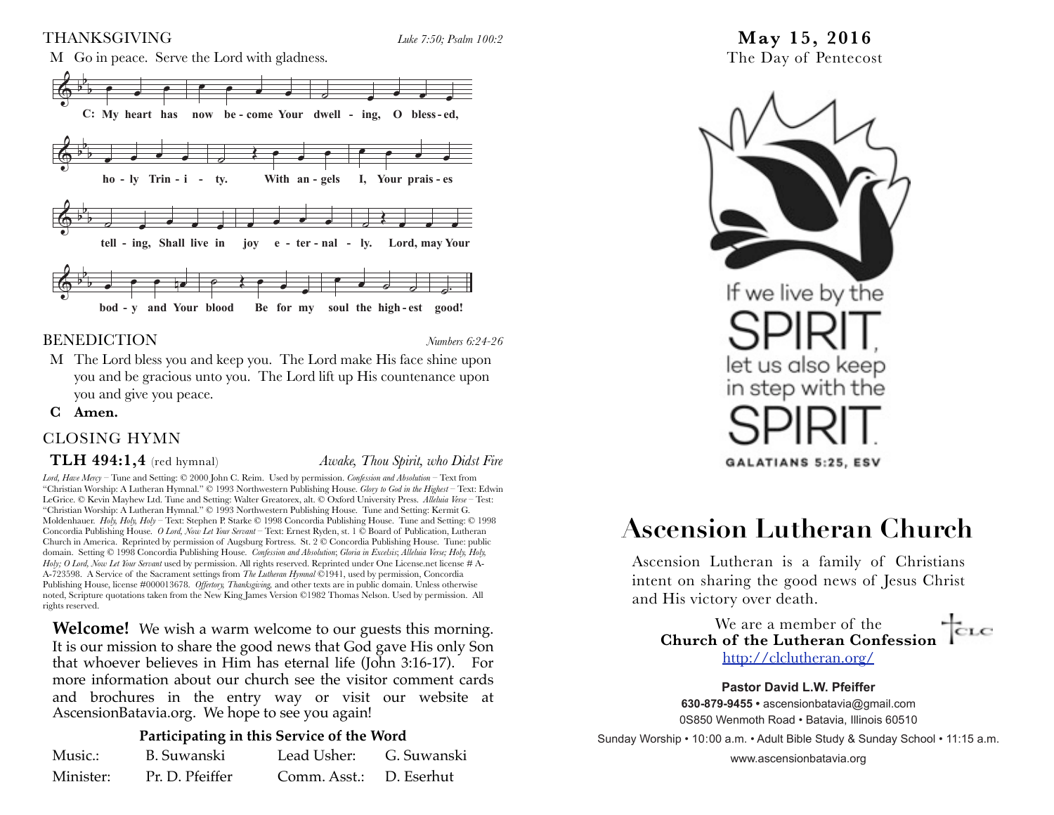THANKSGIVING *Luke 7:50; Psalm 100:2*

M Go in peace. Serve the Lord with gladness.

**C: My heart has now be-come Your dwell-ing, O bless-ed, ho-ly Trin-i-ty. With an-gels I, Your prais-es tell-ing, Shall live in joy e-ter-nal-ly. Lord, may Your bod-y and Your blood Be for my soul the high-est good!**

BENEDICTION *Numbers 6:24-26*

M The Lord bless you and keep you. The Lord make His face shine upon you and be gracious unto you. The Lord lift up His countenance upon you and give you peace.

**C Amen.**

CLOSING HYMN

**TLH 494:1,4** (red hymnal) *Awake, Thou Spirit, who Didst Fire*

*Lord, Have Mercy* – Tune and Setting: © 2000 John C. Reim. Used by permission. *Confession and Absolution* – Text from "Christian Worship: A Lutheran Hymnal." © 1993 Northwestern Publishing House. *Glory to God in the Highest* – Text: Edwin LeGrice. © Kevin Mayhew Ltd. Tune and Setting: Walter Greatorex, alt. © Oxford University Press. *Alleluia Verse* – Test: "Christian Worship: A Lutheran Hymnal." © 1993 Northwestern Publishing House. Tune and Setting: Kermit G. Moldenhauer. *Holy, Holy, Holy* – Text: Stephen P. Starke © 1998 Concordia Publishing House. Tune and Setting: © 1998 Concordia Publishing House. *O Lord, Now Let Your Servant* – Text: Ernest Ryden, st. 1 © Board of Publication, Lutheran Church in America. Reprinted by permission of Augsburg Fortress. St. 2 © Concordia Publishing House. Tune: public domain. Setting © 1998 Concordia Publishing House. *Confession and Absolution*; *Gloria in Excelsis*; *Alleluia Verse; Holy, Holy, Holy; O Lord, Now Let Your Servant* used by permission. All rights reserved. Reprinted under One License.net license # A-A-723598. A Service of the Sacrament settings from *The Lutheran Hymnal* ©1941, used by permission, Concordia Publishing House, license #000013678. *Offertory, Thanksgiving,* and other texts are in public domain. Unless otherwise noted, Scripture quotations taken from the New King James Version ©1982 Thomas Nelson. Used by permission. All rights reserved.

**Welcome!** We wish a warm welcome to our guests this morning. It is our mission to share the good news that God gave His only Son that whoever believes in Him has eternal life (John 3:16-17). For more information about our church see the visitor comment cards and brochures in the entry way or visit our website at AscensionBatavia.org. We hope to see you again!

**Participating in this Service of the Word**

| | | | |
|---|---|---|---|
| Music.: | B. Suwanski | Lead Usher: | G. Suwanski |
| Minister: | Pr. D. Pfeiffer | Comm. Asst.: | D. Eserhut |

**May 15, 2016**

The Day of Pentecost

If we live by the SPIRIT, let us also keep in step with the SPIRIT.

GALATIANS 5:25, ESV

# Ascension Lutheran Church

Ascension Lutheran is a family of Christians intent on sharing the good news of Jesus Christ and His victory over death.

We are a member of the **Church of the Lutheran Confession** CLC
http://clclutheran.org/

**Pastor David L.W. Pfeiffer**
**630-879-9455** • ascensionbatavia@gmail.com
0S850 Wenmoth Road • Batavia, Illinois 60510
Sunday Worship • 10:00 a.m. • Adult Bible Study & Sunday School • 11:15 a.m.
www.ascensionbatavia.org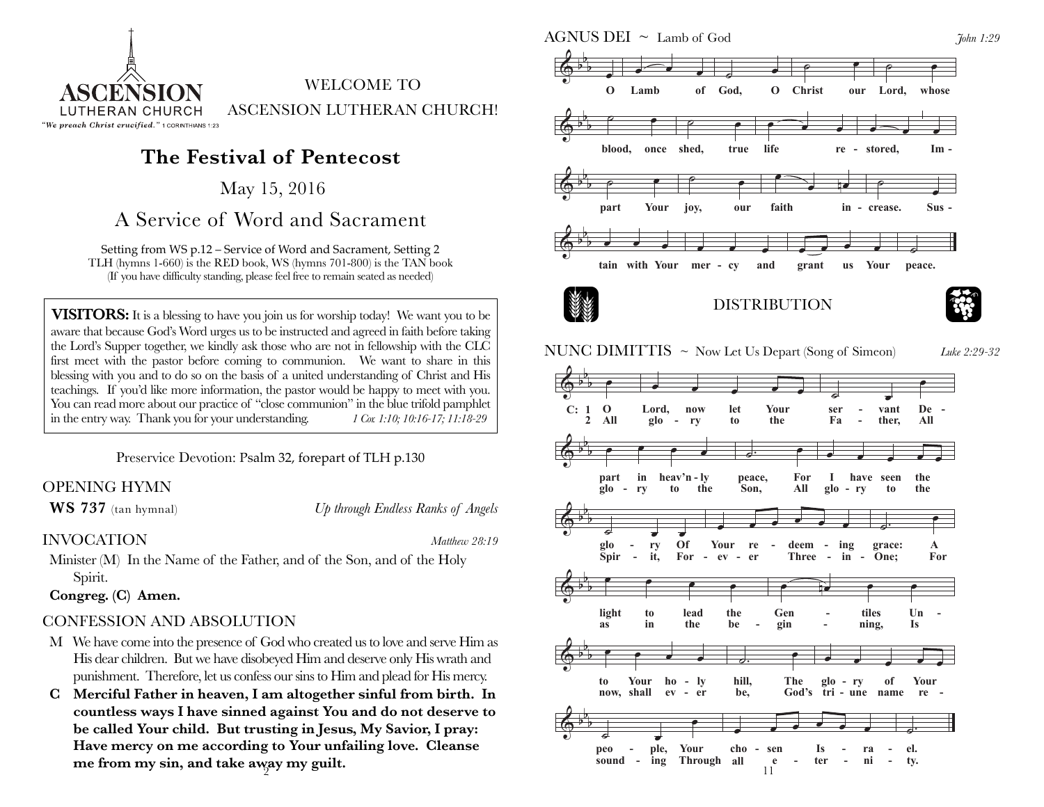ASCENSION LUTHERAN CHURCH

*"We preach Christ crucified."* 1 CORINTHIANS 1:23

WELCOME TO

ASCENSION LUTHERAN CHURCH!

# The Festival of Pentecost

May 15, 2016

## A Service of Word and Sacrament

Setting from WS p.12 – Service of Word and Sacrament, Setting 2

TLH (hymns 1-660) is the RED book, WS (hymns 701-800) is the TAN book

(If you have difficulty standing, please feel free to remain seated as needed)

**VISITORS:** It is a blessing to have you join us for worship today! We want you to be aware that because God's Word urges us to be instructed and agreed in faith before taking the Lord's Supper together, we kindly ask those who are not in fellowship with the CLC first meet with the pastor before coming to communion. We want to share in this blessing with you and to do so on the basis of a united understanding of Christ and His teachings. If you'd like more information, the pastor would be happy to meet with you. You can read more about our practice of "close communion" in the blue trifold pamphlet in the entry way. Thank you for your understanding. *1 Cor. 1:10; 10:16-17; 11:18-29*

Preservice Devotion: Psalm 32, forepart of TLH p.130

## OPENING HYMN

**WS 737** (tan hymnal) *Up through Endless Ranks of Angels*

## INVOCATION

*Matthew 28:19*

Minister (M) In the Name of the Father, and of the Son, and of the Holy Spirit.

**Congreg. (C) Amen.**

## CONFESSION AND ABSOLUTION

M We have come into the presence of God who created us to love and serve Him as His dear children. But we have disobeyed Him and deserve only His wrath and punishment. Therefore, let us confess our sins to Him and plead for His mercy.

**C Merciful Father in heaven, I am altogether sinful from birth. In countless ways I have sinned against You and do not deserve to be called Your child. But trusting in Jesus, My Savior, I pray: Have mercy on me according to Your unfailing love. Cleanse me from my sin, and take away my guilt.**

## AGNUS DEI ~ Lamb of God

*John 1:29*

O Lamb of God, O Christ our Lord, whose blood, once shed, true life restored, Impart Your joy, our faith increase. Sustain with Your mercy and grant us Your peace.

## DISTRIBUTION

## NUNC DIMITTIS ~ Now Let Us Depart (Song of Simeon)

*Luke 2:29-32*

C: 1 O Lord, now let Your servant Depart in heav'n-ly peace, For I have seen the glory Of Your redeeming grace: A light to lead the Gentiles Unto Your holy hill, The glory of Your people, Your chosen Israel.

2 All glory to the Father, All glory to the Son, All glory to the Spirit, Forever Three-in-One; For as in the beginning, Is now, shall ever be, God's triune name resounding Through all eternity.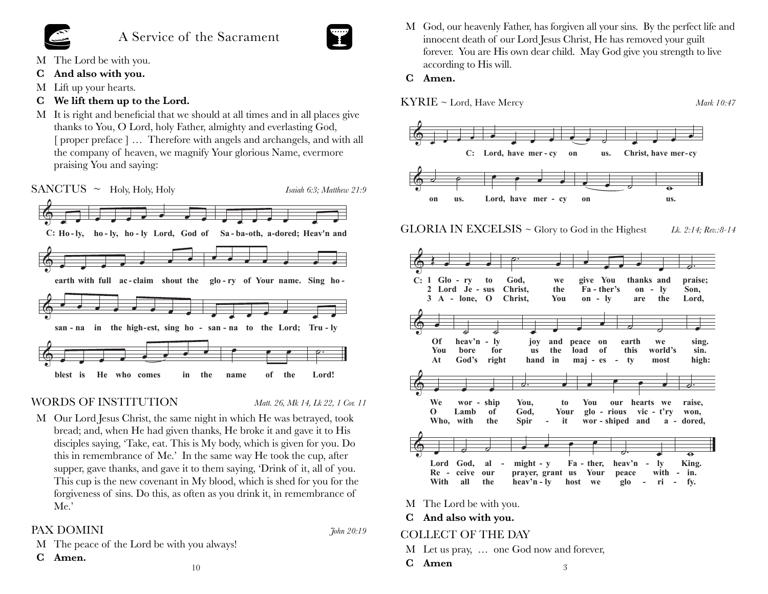# A Service of the Sacrament

M The Lord be with you.

**C And also with you.**

M Lift up your hearts.

**C We lift them up to the Lord.**

M It is right and beneficial that we should at all times and in all places give thanks to You, O Lord, holy Father, almighty and everlasting God, [ proper preface ] … Therefore with angels and archangels, and with all the company of heaven, we magnify Your glorious Name, evermore praising You and saying:

## SANCTUS ~ Holy, Holy, Holy

*Isaiah 6:3; Matthew 21:9*

**C: Ho - ly, ho - ly, ho - ly Lord, God of Sa - ba-oth, a-dored; Heav'n and earth with full ac - claim shout the glo - ry of Your name. Sing ho - san - na in the high-est, sing ho - san - na to the Lord; Tru - ly blest is He who comes in the name of the Lord!**

## WORDS OF INSTITUTION

*Matt. 26, Mk 14, Lk 22, 1 Cor. 11*

M Our Lord Jesus Christ, the same night in which He was betrayed, took bread; and, when He had given thanks, He broke it and gave it to His disciples saying, 'Take, eat. This is My body, which is given for you. Do this in remembrance of Me.' In the same way He took the cup, after supper, gave thanks, and gave it to them saying, 'Drink of it, all of you. This cup is the new covenant in My blood, which is shed for you for the forgiveness of sins. Do this, as often as you drink it, in remembrance of Me.'

## PAX DOMINI

*John 20:19*

M The peace of the Lord be with you always!

**C Amen.**

M God, our heavenly Father, has forgiven all your sins. By the perfect life and innocent death of our Lord Jesus Christ, He has removed your guilt forever. You are His own dear child. May God give you strength to live according to His will.

**C Amen.**

## KYRIE ~ Lord, Have Mercy

*Mark 10:47*

**C: Lord, have mer - cy on us. Christ, have mer-cy on us. Lord, have mer - cy on us.**

## GLORIA IN EXCELSIS ~ Glory to God in the Highest

*Lk. 2:14; Rev.:8-14*

**C: 1 Glo - ry to God, we give You thanks and praise; Of heav'n - ly joy and peace on earth we sing. We wor - ship You, to You our hearts we raise, Lord God, al - might - y Fa - ther, heav'n - ly King.**

**2 Lord Je - sus Christ, the Fa - ther's on - ly Son, You bore for us the load of this world's sin. O Lamb of God, Your glo - rious vic - t'ry won, Re - ceive our prayer, grant us Your peace with - in.**

**3 A - lone, O Christ, You on - ly are the Lord, At God's right hand in maj - es - ty most high: Who, with the Spir - it wor - shiped and a - dored, With all the heav'n - ly host we glo - ri - fy.**

M The Lord be with you.

**C And also with you.**

## COLLECT OF THE DAY

M Let us pray, … one God now and forever,

**C Amen**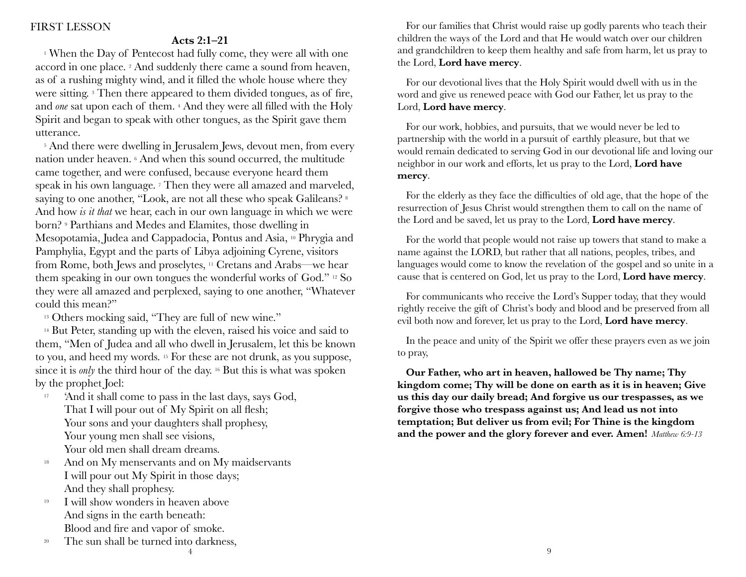FIRST LESSON

**Acts 2:1–21**

[1] When the Day of Pentecost had fully come, they were all with one accord in one place. [2] And suddenly there came a sound from heaven, as of a rushing mighty wind, and it filled the whole house where they were sitting. [3] Then there appeared to them divided tongues, as of fire, and *one* sat upon each of them. [4] And they were all filled with the Holy Spirit and began to speak with other tongues, as the Spirit gave them utterance.

[5] And there were dwelling in Jerusalem Jews, devout men, from every nation under heaven. [6] And when this sound occurred, the multitude came together, and were confused, because everyone heard them speak in his own language. [7] Then they were all amazed and marveled, saying to one another, "Look, are not all these who speak Galileans? [8] And how *is it that* we hear, each in our own language in which we were born? [9] Parthians and Medes and Elamites, those dwelling in Mesopotamia, Judea and Cappadocia, Pontus and Asia, [10] Phrygia and Pamphylia, Egypt and the parts of Libya adjoining Cyrene, visitors from Rome, both Jews and proselytes, [11] Cretans and Arabs—we hear them speaking in our own tongues the wonderful works of God." [12] So they were all amazed and perplexed, saying to one another, "Whatever could this mean?"

[13] Others mocking said, "They are full of new wine."

[14] But Peter, standing up with the eleven, raised his voice and said to them, "Men of Judea and all who dwell in Jerusalem, let this be known to you, and heed my words. [15] For these are not drunk, as you suppose, since it is *only* the third hour of the day. [16] But this is what was spoken by the prophet Joel:

[17] 'And it shall come to pass in the last days, says God,
That I will pour out of My Spirit on all flesh;
Your sons and your daughters shall prophesy,
Your young men shall see visions,
Your old men shall dream dreams.

[18] And on My menservants and on My maidservants
I will pour out My Spirit in those days;
And they shall prophesy.

[19] I will show wonders in heaven above
And signs in the earth beneath:
Blood and fire and vapor of smoke.

[20] The sun shall be turned into darkness,

For our families that Christ would raise up godly parents who teach their children the ways of the Lord and that He would watch over our children and grandchildren to keep them healthy and safe from harm, let us pray to the Lord, **Lord have mercy**.

For our devotional lives that the Holy Spirit would dwell with us in the word and give us renewed peace with God our Father, let us pray to the Lord, **Lord have mercy**.

For our work, hobbies, and pursuits, that we would never be led to partnership with the world in a pursuit of earthly pleasure, but that we would remain dedicated to serving God in our devotional life and loving our neighbor in our work and efforts, let us pray to the Lord, **Lord have mercy**.

For the elderly as they face the difficulties of old age, that the hope of the resurrection of Jesus Christ would strengthen them to call on the name of the Lord and be saved, let us pray to the Lord, **Lord have mercy**.

For the world that people would not raise up towers that stand to make a name against the LORD, but rather that all nations, peoples, tribes, and languages would come to know the revelation of the gospel and so unite in a cause that is centered on God, let us pray to the Lord, **Lord have mercy**.

For communicants who receive the Lord's Supper today, that they would rightly receive the gift of Christ's body and blood and be preserved from all evil both now and forever, let us pray to the Lord, **Lord have mercy**.

In the peace and unity of the Spirit we offer these prayers even as we join to pray,

**Our Father, who art in heaven, hallowed be Thy name; Thy kingdom come; Thy will be done on earth as it is in heaven; Give us this day our daily bread; And forgive us our trespasses, as we forgive those who trespass against us; And lead us not into temptation; But deliver us from evil; For Thine is the kingdom and the power and the glory forever and ever. Amen!** *Matthew 6:9-13*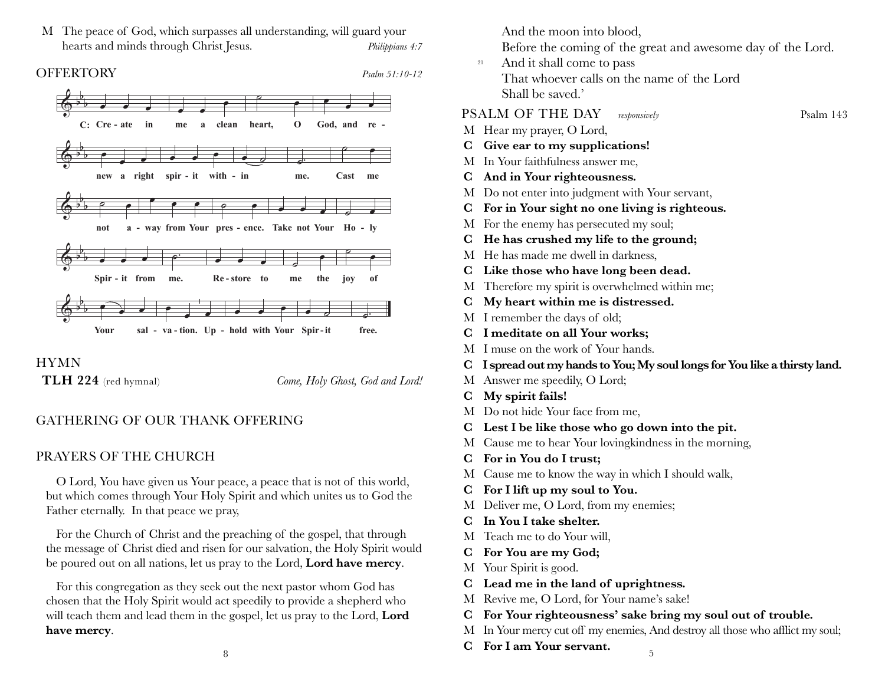M The peace of God, which surpasses all understanding, will guard your hearts and minds through Christ Jesus. *Philippians 4:7*

## OFFERTORY

*Psalm 51:10-12*

C: Create in me a clean heart, O God, and renew a right spirit within me. Cast me not away from Your presence. Take not Your Holy Spirit from me. Restore to me the joy of Your salvation. Uphold with Your Spirit free.

## HYMN

**TLH 224** (red hymnal) *Come, Holy Ghost, God and Lord!*

## GATHERING OF OUR THANK OFFERING

## PRAYERS OF THE CHURCH

O Lord, You have given us Your peace, a peace that is not of this world, but which comes through Your Holy Spirit and which unites us to God the Father eternally. In that peace we pray,

For the Church of Christ and the preaching of the gospel, that through the message of Christ died and risen for our salvation, the Holy Spirit would be poured out on all nations, let us pray to the Lord, **Lord have mercy**.

For this congregation as they seek out the next pastor whom God has chosen that the Holy Spirit would act speedily to provide a shepherd who will teach them and lead them in the gospel, let us pray to the Lord, **Lord have mercy**.

And the moon into blood,
Before the coming of the great and awesome day of the Lord.
21 And it shall come to pass
That whoever calls on the name of the Lord
Shall be saved.'

## PSALM OF THE DAY *responsively*

Psalm 143

M Hear my prayer, O Lord,
**C Give ear to my supplications!**
M In Your faithfulness answer me,
**C And in Your righteousness.**
M Do not enter into judgment with Your servant,
**C For in Your sight no one living is righteous.**
M For the enemy has persecuted my soul;
**C He has crushed my life to the ground;**
M He has made me dwell in darkness,
**C Like those who have long been dead.**
M Therefore my spirit is overwhelmed within me;
**C My heart within me is distressed.**
M I remember the days of old;
**C I meditate on all Your works;**
M I muse on the work of Your hands.
**C I spread out my hands to You; My soul longs for You like a thirsty land.**
M Answer me speedily, O Lord;
**C My spirit fails!**
M Do not hide Your face from me,
**C Lest I be like those who go down into the pit.**
M Cause me to hear Your lovingkindness in the morning,
**C For in You do I trust;**
M Cause me to know the way in which I should walk,
**C For I lift up my soul to You.**
M Deliver me, O Lord, from my enemies;
**C In You I take shelter.**
M Teach me to do Your will,
**C For You are my God;**
M Your Spirit is good.
**C Lead me in the land of uprightness.**
M Revive me, O Lord, for Your name's sake!
**C For Your righteousness' sake bring my soul out of trouble.**
M In Your mercy cut off my enemies, And destroy all those who afflict my soul;
**C For I am Your servant.**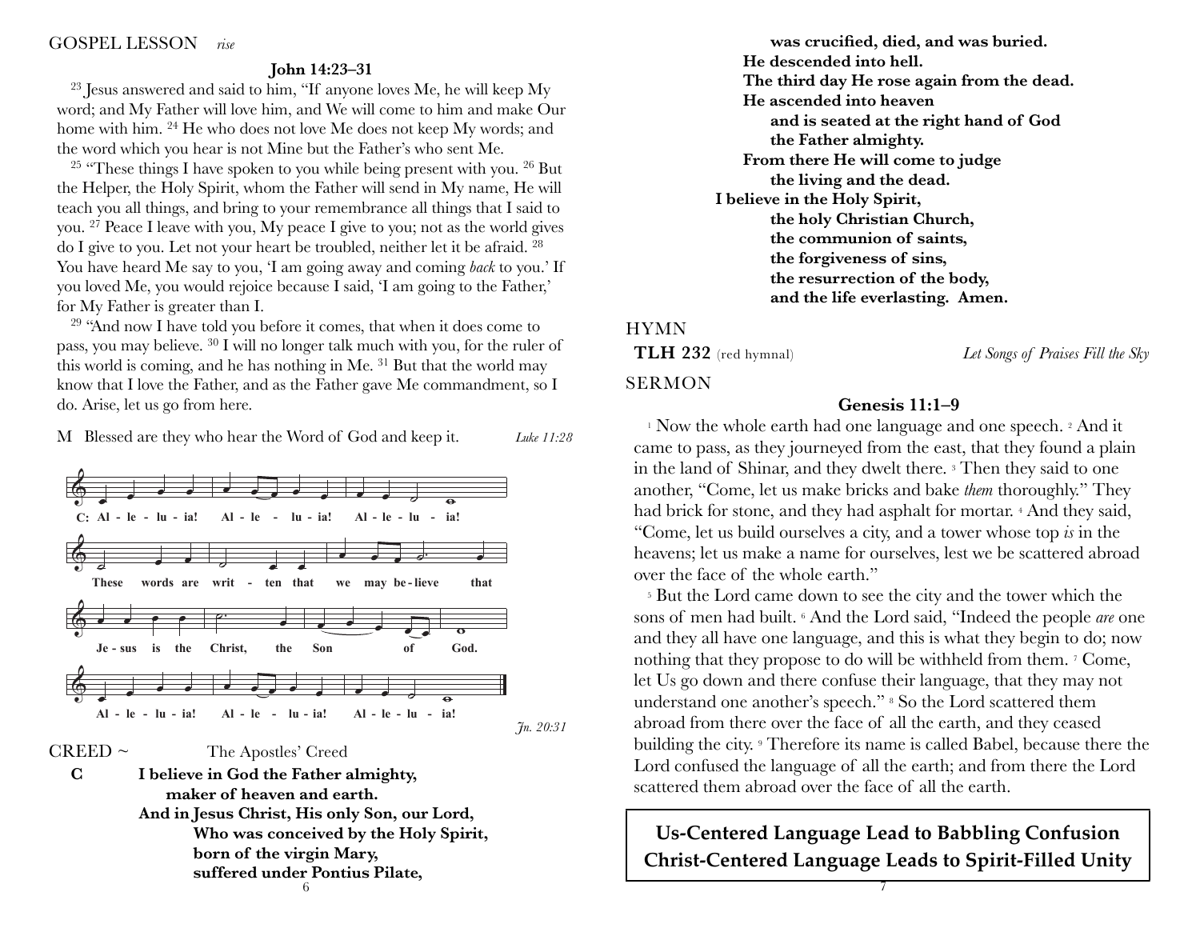GOSPEL LESSON *rise*

**John 14:23–31**

[23] Jesus answered and said to him, "If anyone loves Me, he will keep My word; and My Father will love him, and We will come to him and make Our home with him. [24] He who does not love Me does not keep My words; and the word which you hear is not Mine but the Father's who sent Me.

[25] "These things I have spoken to you while being present with you. [26] But the Helper, the Holy Spirit, whom the Father will send in My name, He will teach you all things, and bring to your remembrance all things that I said to you. [27] Peace I leave with you, My peace I give to you; not as the world gives do I give to you. Let not your heart be troubled, neither let it be afraid. [28] You have heard Me say to you, 'I am going away and coming *back* to you.' If you loved Me, you would rejoice because I said, 'I am going to the Father,' for My Father is greater than I.

[29] "And now I have told you before it comes, that when it does come to pass, you may believe. [30] I will no longer talk much with you, for the ruler of this world is coming, and he has nothing in Me. [31] But that the world may know that I love the Father, and as the Father gave Me commandment, so I do. Arise, let us go from here.

M Blessed are they who hear the Word of God and keep it. *Luke 11:28*

C: Al - le - lu - ia! Al - le - lu - ia! Al - le - lu - ia!
These words are writ - ten that we may be - lieve that
Je - sus is the Christ, the Son of God.
Al - le - lu - ia! Al - le - lu - ia! Al - le - lu - ia!

*Jn. 20:31*

CREED ~ The Apostles' Creed

**C I believe in God the Father almighty,**
**maker of heaven and earth.**
**And in Jesus Christ, His only Son, our Lord,**
**Who was conceived by the Holy Spirit,**
**born of the virgin Mary,**
**suffered under Pontius Pilate,**
**was crucified, died, and was buried.**
**He descended into hell.**
**The third day He rose again from the dead.**
**He ascended into heaven**
**and is seated at the right hand of God**
**the Father almighty.**
**From there He will come to judge**
**the living and the dead.**
**I believe in the Holy Spirit,**
**the holy Christian Church,**
**the communion of saints,**
**the forgiveness of sins,**
**the resurrection of the body,**
**and the life everlasting. Amen.**

HYMN

**TLH 232** (red hymnal) *Let Songs of Praises Fill the Sky*

SERMON

**Genesis 11:1–9**

[1] Now the whole earth had one language and one speech. [2] And it came to pass, as they journeyed from the east, that they found a plain in the land of Shinar, and they dwelt there. [3] Then they said to one another, "Come, let us make bricks and bake *them* thoroughly." They had brick for stone, and they had asphalt for mortar. [4] And they said, "Come, let us build ourselves a city, and a tower whose top *is* in the heavens; let us make a name for ourselves, lest we be scattered abroad over the face of the whole earth."

[5] But the Lord came down to see the city and the tower which the sons of men had built. [6] And the Lord said, "Indeed the people *are* one and they all have one language, and this is what they begin to do; now nothing that they propose to do will be withheld from them. [7] Come, let Us go down and there confuse their language, that they may not understand one another's speech." [8] So the Lord scattered them abroad from there over the face of all the earth, and they ceased building the city. [9] Therefore its name is called Babel, because there the Lord confused the language of all the earth; and from there the Lord scattered them abroad over the face of all the earth.

**Us-Centered Language Lead to Babbling Confusion**
**Christ-Centered Language Leads to Spirit-Filled Unity**